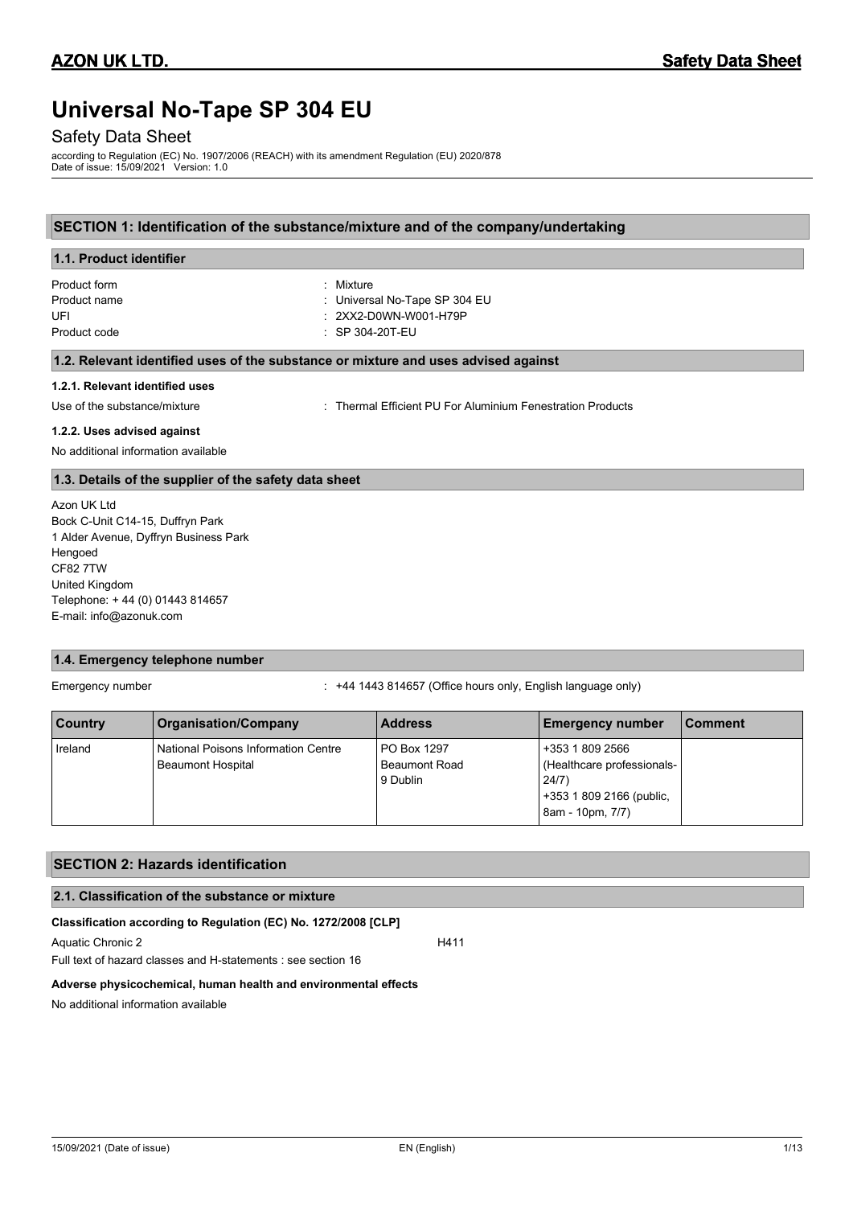# Universal No-Tape SP 304 EU

Safety Data Sheet

according to Regulation (EC) No. 1907/2006 (REACH) with its amendment Regulation (EU) 2020/878
Date of issue: 15/09/2021 Version: 1.0

## SECTION 1: Identification of the substance/mixture and of the company/undertaking

### 1.1. Product identifier

Product form : Mixture
Product name : Universal No-Tape SP 304 EU
UFI : 2XX2-D0WN-W001-H79P
Product code : SP 304-20T-EU

### 1.2. Relevant identified uses of the substance or mixture and uses advised against

#### 1.2.1. Relevant identified uses

Use of the substance/mixture : Thermal Efficient PU For Aluminium Fenestration Products

#### 1.2.2. Uses advised against

No additional information available

### 1.3. Details of the supplier of the safety data sheet

Azon UK Ltd
Bock C-Unit C14-15, Duffryn Park
1 Alder Avenue, Dyffryn Business Park
Hengoed
CF82 7TW
United Kingdom
Telephone: + 44 (0) 01443 814657
E-mail: info@azonuk.com

### 1.4. Emergency telephone number

Emergency number : +44 1443 814657 (Office hours only, English language only)

| Country | Organisation/Company | Address | Emergency number | Comment |
|---|---|---|---|---|
| Ireland | National Poisons Information Centre Beaumont Hospital | PO Box 1297 Beaumont Road 9 Dublin | +353 1 809 2566 (Healthcare professionals-24/7) +353 1 809 2166 (public, 8am - 10pm, 7/7) | |

## SECTION 2: Hazards identification

### 2.1. Classification of the substance or mixture

**Classification according to Regulation (EC) No. 1272/2008 [CLP]**

Aquatic Chronic 2 H411

Full text of hazard classes and H-statements : see section 16

**Adverse physicochemical, human health and environmental effects**

No additional information available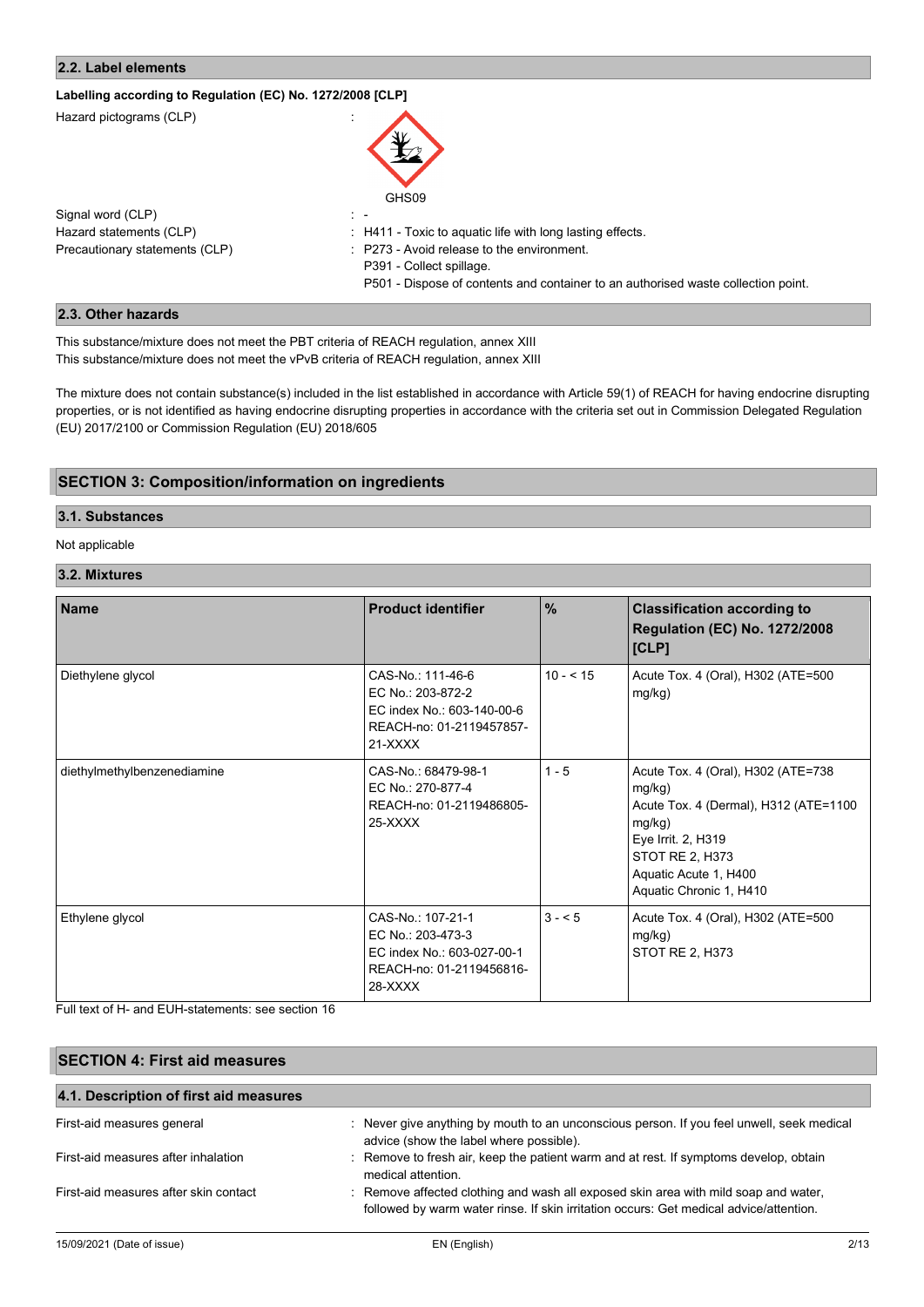### 2.2. Label elements

**Labelling according to Regulation (EC) No. 1272/2008 [CLP]**

Hazard pictograms (CLP) :

GHS09

Signal word (CLP) : -

Hazard statements (CLP) : H411 - Toxic to aquatic life with long lasting effects.

Precautionary statements (CLP) : P273 - Avoid release to the environment.
P391 - Collect spillage.
P501 - Dispose of contents and container to an authorised waste collection point.

### 2.3. Other hazards

This substance/mixture does not meet the PBT criteria of REACH regulation, annex XIII
This substance/mixture does not meet the vPvB criteria of REACH regulation, annex XIII

The mixture does not contain substance(s) included in the list established in accordance with Article 59(1) of REACH for having endocrine disrupting properties, or is not identified as having endocrine disrupting properties in accordance with the criteria set out in Commission Delegated Regulation (EU) 2017/2100 or Commission Regulation (EU) 2018/605

## SECTION 3: Composition/information on ingredients

### 3.1. Substances

Not applicable

### 3.2. Mixtures

| Name | Product identifier | % | Classification according to Regulation (EC) No. 1272/2008 [CLP] |
|---|---|---|---|
| Diethylene glycol | CAS-No.: 111-46-6<br>EC No.: 203-872-2<br>EC index No.: 603-140-00-6<br>REACH-no: 01-2119457857-21-XXXX | 10 - < 15 | Acute Tox. 4 (Oral), H302 (ATE=500 mg/kg) |
| diethylmethylbenzenediamine | CAS-No.: 68479-98-1<br>EC No.: 270-877-4<br>REACH-no: 01-2119486805-25-XXXX | 1 - 5 | Acute Tox. 4 (Oral), H302 (ATE=738 mg/kg)<br>Acute Tox. 4 (Dermal), H312 (ATE=1100 mg/kg)<br>Eye Irrit. 2, H319<br>STOT RE 2, H373<br>Aquatic Acute 1, H400<br>Aquatic Chronic 1, H410 |
| Ethylene glycol | CAS-No.: 107-21-1<br>EC No.: 203-473-3<br>EC index No.: 603-027-00-1<br>REACH-no: 01-2119456816-28-XXXX | 3 - < 5 | Acute Tox. 4 (Oral), H302 (ATE=500 mg/kg)<br>STOT RE 2, H373 |

Full text of H- and EUH-statements: see section 16

## SECTION 4: First aid measures

### 4.1. Description of first aid measures

First-aid measures general : Never give anything by mouth to an unconscious person. If you feel unwell, seek medical advice (show the label where possible).

First-aid measures after inhalation : Remove to fresh air, keep the patient warm and at rest. If symptoms develop, obtain medical attention.

First-aid measures after skin contact : Remove affected clothing and wash all exposed skin area with mild soap and water, followed by warm water rinse. If skin irritation occurs: Get medical advice/attention.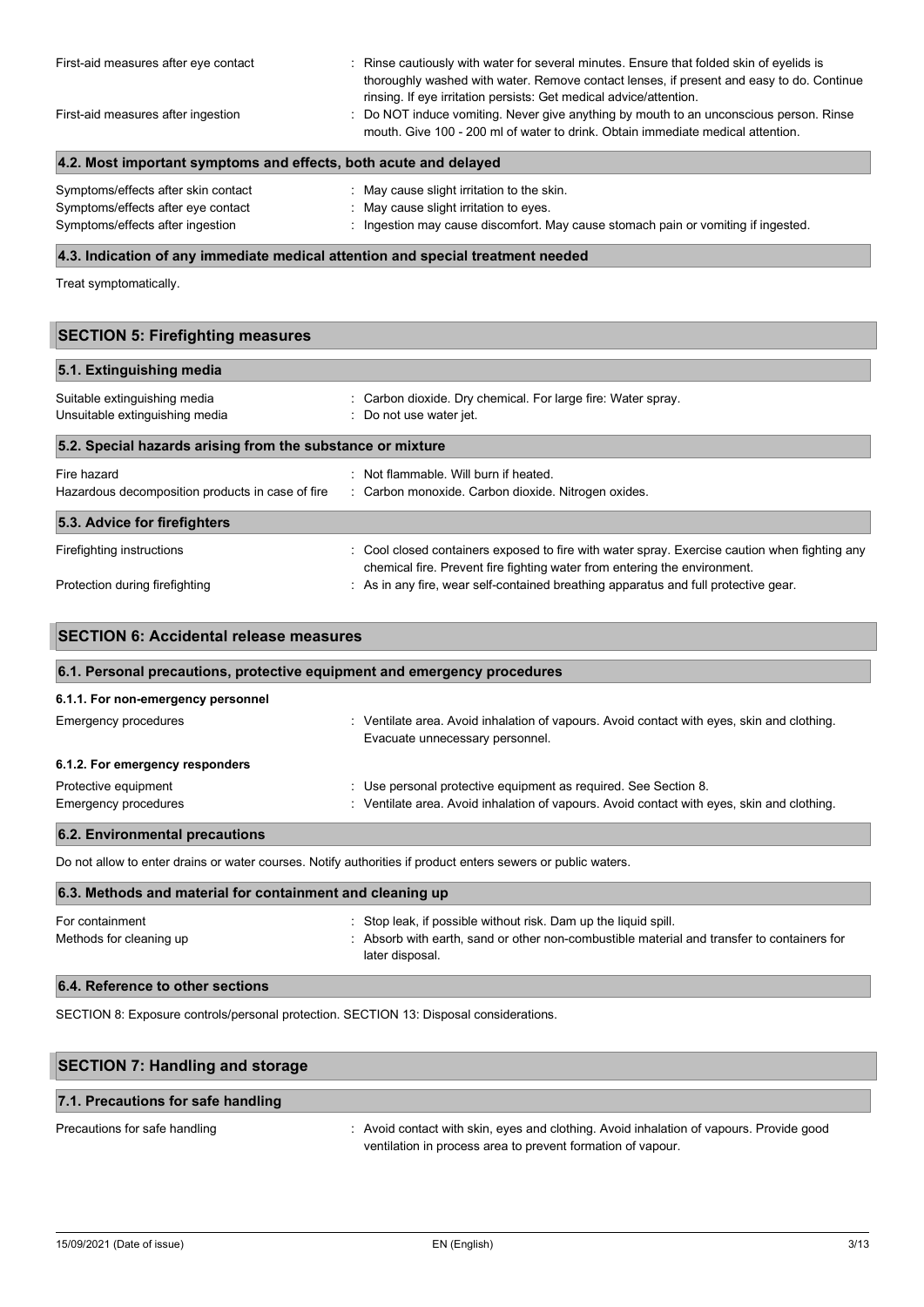| | |
|---|---|
| First-aid measures after eye contact | : Rinse cautiously with water for several minutes. Ensure that folded skin of eyelids is thoroughly washed with water. Remove contact lenses, if present and easy to do. Continue rinsing. If eye irritation persists: Get medical advice/attention. |
| First-aid measures after ingestion | : Do NOT induce vomiting. Never give anything by mouth to an unconscious person. Rinse mouth. Give 100 - 200 ml of water to drink. Obtain immediate medical attention. |

### 4.2. Most important symptoms and effects, both acute and delayed

| | |
|---|---|
| Symptoms/effects after skin contact | : May cause slight irritation to the skin. |
| Symptoms/effects after eye contact | : May cause slight irritation to eyes. |
| Symptoms/effects after ingestion | : Ingestion may cause discomfort. May cause stomach pain or vomiting if ingested. |

### 4.3. Indication of any immediate medical attention and special treatment needed

Treat symptomatically.

## SECTION 5: Firefighting measures

### 5.1. Extinguishing media

| | |
|---|---|
| Suitable extinguishing media | : Carbon dioxide. Dry chemical. For large fire: Water spray. |
| Unsuitable extinguishing media | : Do not use water jet. |

### 5.2. Special hazards arising from the substance or mixture

| | |
|---|---|
| Fire hazard | : Not flammable. Will burn if heated. |
| Hazardous decomposition products in case of fire | : Carbon monoxide. Carbon dioxide. Nitrogen oxides. |

### 5.3. Advice for firefighters

| | |
|---|---|
| Firefighting instructions | : Cool closed containers exposed to fire with water spray. Exercise caution when fighting any chemical fire. Prevent fire fighting water from entering the environment. |
| Protection during firefighting | : As in any fire, wear self-contained breathing apparatus and full protective gear. |

## SECTION 6: Accidental release measures

### 6.1. Personal precautions, protective equipment and emergency procedures

#### 6.1.1. For non-emergency personnel

| | |
|---|---|
| Emergency procedures | : Ventilate area. Avoid inhalation of vapours. Avoid contact with eyes, skin and clothing. Evacuate unnecessary personnel. |

#### 6.1.2. For emergency responders

| | |
|---|---|
| Protective equipment | : Use personal protective equipment as required. See Section 8. |
| Emergency procedures | : Ventilate area. Avoid inhalation of vapours. Avoid contact with eyes, skin and clothing. |

### 6.2. Environmental precautions

Do not allow to enter drains or water courses. Notify authorities if product enters sewers or public waters.

### 6.3. Methods and material for containment and cleaning up

| | |
|---|---|
| For containment | : Stop leak, if possible without risk. Dam up the liquid spill. |
| Methods for cleaning up | : Absorb with earth, sand or other non-combustible material and transfer to containers for later disposal. |

### 6.4. Reference to other sections

SECTION 8: Exposure controls/personal protection. SECTION 13: Disposal considerations.

## SECTION 7: Handling and storage

### 7.1. Precautions for safe handling

| | |
|---|---|
| Precautions for safe handling | : Avoid contact with skin, eyes and clothing. Avoid inhalation of vapours. Provide good ventilation in process area to prevent formation of vapour. |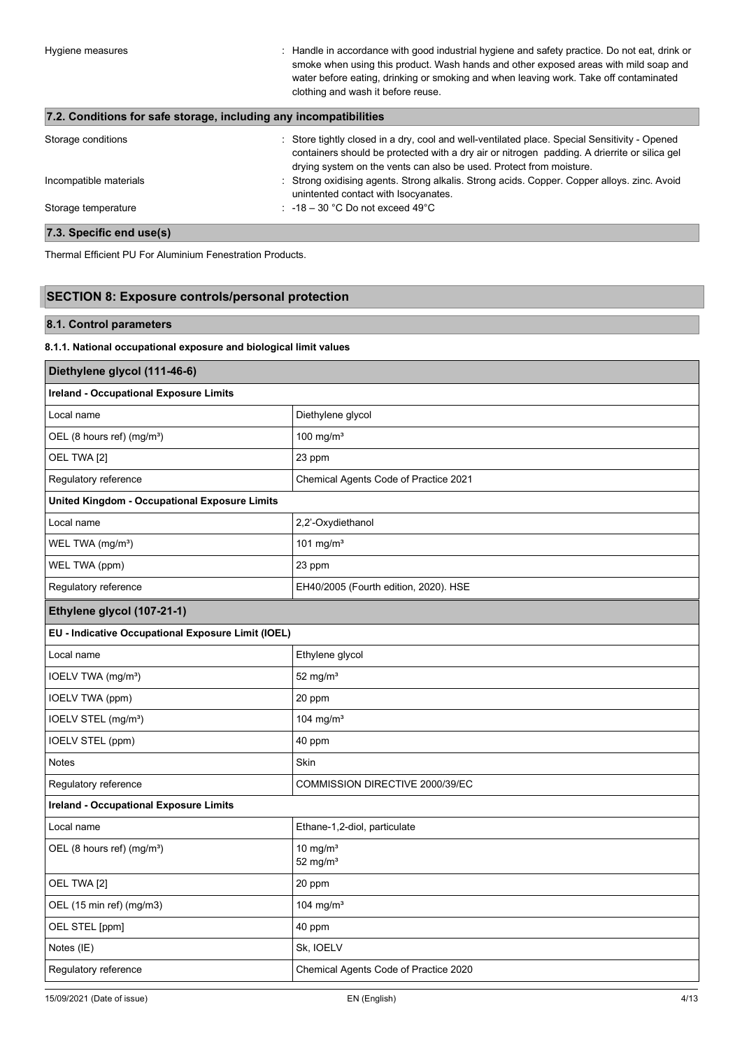| | |
|---|---|
| Hygiene measures | : Handle in accordance with good industrial hygiene and safety practice. Do not eat, drink or smoke when using this product. Wash hands and other exposed areas with mild soap and water before eating, drinking or smoking and when leaving work. Take off contaminated clothing and wash it before reuse. |

### 7.2. Conditions for safe storage, including any incompatibilities

| | |
|---|---|
| Storage conditions | : Store tightly closed in a dry, cool and well-ventilated place. Special Sensitivity - Opened containers should be protected with a dry air or nitrogen padding. A drierrite or silica gel drying system on the vents can also be used. Protect from moisture. |
| Incompatible materials | : Strong oxidising agents. Strong alkalis. Strong acids. Copper. Copper alloys. zinc. Avoid unintented contact with Isocyanates. |
| Storage temperature | : -18 – 30 °C Do not exceed 49°C |

### 7.3. Specific end use(s)

Thermal Efficient PU For Aluminium Fenestration Products.

## SECTION 8: Exposure controls/personal protection

### 8.1. Control parameters

#### 8.1.1. National occupational exposure and biological limit values

| Diethylene glycol (111-46-6) | |
|---|---|
| **Ireland - Occupational Exposure Limits** | |
| Local name | Diethylene glycol |
| OEL (8 hours ref) (mg/m³) | 100 mg/m³ |
| OEL TWA [2] | 23 ppm |
| Regulatory reference | Chemical Agents Code of Practice 2021 |
| **United Kingdom - Occupational Exposure Limits** | |
| Local name | 2,2'-Oxydiethanol |
| WEL TWA (mg/m³) | 101 mg/m³ |
| WEL TWA (ppm) | 23 ppm |
| Regulatory reference | EH40/2005 (Fourth edition, 2020). HSE |

| Ethylene glycol (107-21-1) | |
|---|---|
| **EU - Indicative Occupational Exposure Limit (IOEL)** | |
| Local name | Ethylene glycol |
| IOELV TWA (mg/m³) | 52 mg/m³ |
| IOELV TWA (ppm) | 20 ppm |
| IOELV STEL (mg/m³) | 104 mg/m³ |
| IOELV STEL (ppm) | 40 ppm |
| Notes | Skin |
| Regulatory reference | COMMISSION DIRECTIVE 2000/39/EC |
| **Ireland - Occupational Exposure Limits** | |
| Local name | Ethane-1,2-diol, particulate |
| OEL (8 hours ref) (mg/m³) | 10 mg/m³<br>52 mg/m³ |
| OEL TWA [2] | 20 ppm |
| OEL (15 min ref) (mg/m3) | 104 mg/m³ |
| OEL STEL [ppm] | 40 ppm |
| Notes (IE) | Sk, IOELV |
| Regulatory reference | Chemical Agents Code of Practice 2020 |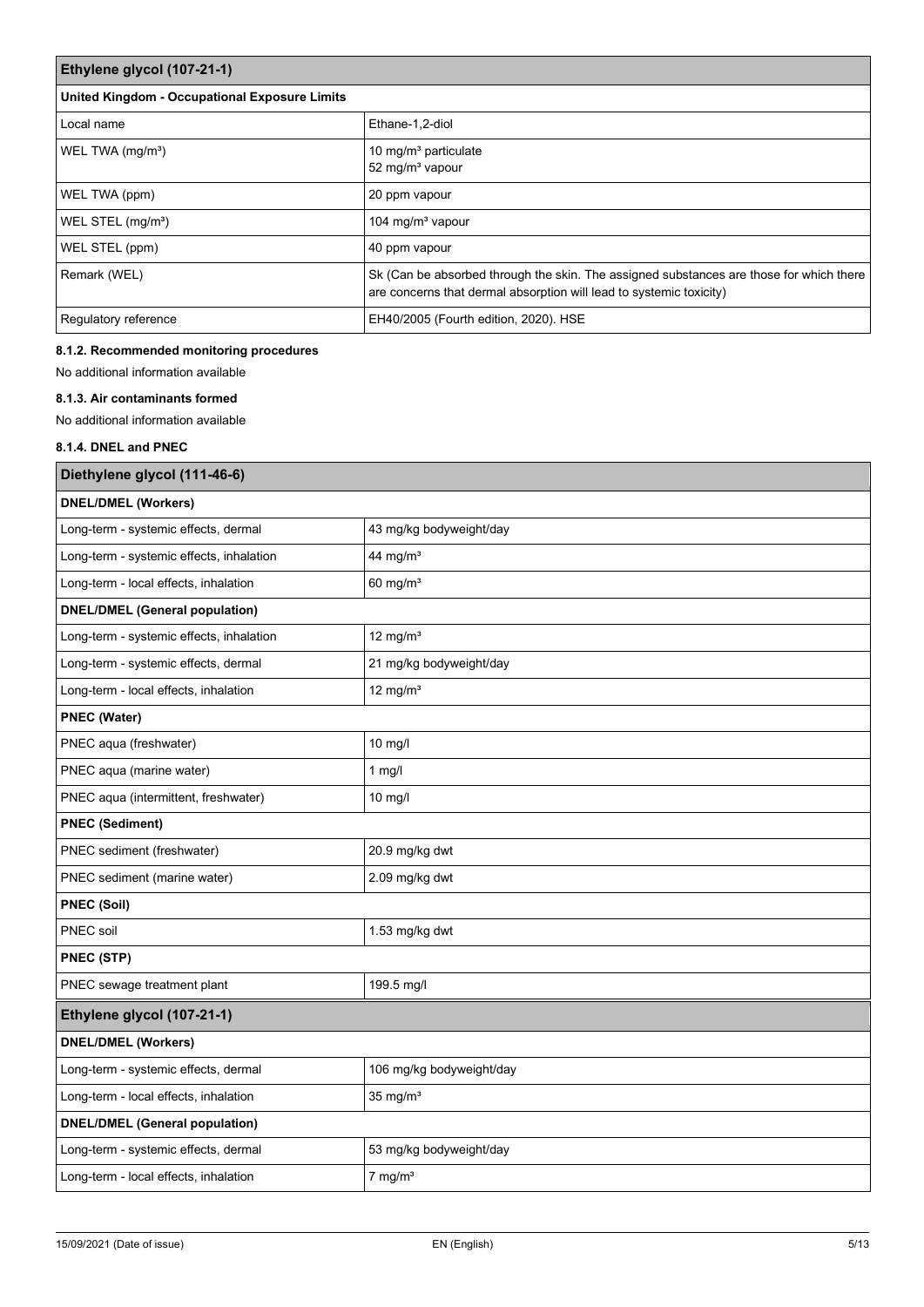| Ethylene glycol (107-21-1) | |
|---|---|
| **United Kingdom - Occupational Exposure Limits** | |
| Local name | Ethane-1,2-diol |
| WEL TWA (mg/m³) | 10 mg/m³ particulate<br>52 mg/m³ vapour |
| WEL TWA (ppm) | 20 ppm vapour |
| WEL STEL (mg/m³) | 104 mg/m³ vapour |
| WEL STEL (ppm) | 40 ppm vapour |
| Remark (WEL) | Sk (Can be absorbed through the skin. The assigned substances are those for which there are concerns that dermal absorption will lead to systemic toxicity) |
| Regulatory reference | EH40/2005 (Fourth edition, 2020). HSE |

#### 8.1.2. Recommended monitoring procedures

No additional information available

#### 8.1.3. Air contaminants formed

No additional information available

#### 8.1.4. DNEL and PNEC

| Diethylene glycol (111-46-6) | |
|---|---|
| **DNEL/DMEL (Workers)** | |
| Long-term - systemic effects, dermal | 43 mg/kg bodyweight/day |
| Long-term - systemic effects, inhalation | 44 mg/m³ |
| Long-term - local effects, inhalation | 60 mg/m³ |
| **DNEL/DMEL (General population)** | |
| Long-term - systemic effects, inhalation | 12 mg/m³ |
| Long-term - systemic effects, dermal | 21 mg/kg bodyweight/day |
| Long-term - local effects, inhalation | 12 mg/m³ |
| **PNEC (Water)** | |
| PNEC aqua (freshwater) | 10 mg/l |
| PNEC aqua (marine water) | 1 mg/l |
| PNEC aqua (intermittent, freshwater) | 10 mg/l |
| **PNEC (Sediment)** | |
| PNEC sediment (freshwater) | 20.9 mg/kg dwt |
| PNEC sediment (marine water) | 2.09 mg/kg dwt |
| **PNEC (Soil)** | |
| PNEC soil | 1.53 mg/kg dwt |
| **PNEC (STP)** | |
| PNEC sewage treatment plant | 199.5 mg/l |

| Ethylene glycol (107-21-1) | |
|---|---|
| **DNEL/DMEL (Workers)** | |
| Long-term - systemic effects, dermal | 106 mg/kg bodyweight/day |
| Long-term - local effects, inhalation | 35 mg/m³ |
| **DNEL/DMEL (General population)** | |
| Long-term - systemic effects, dermal | 53 mg/kg bodyweight/day |
| Long-term - local effects, inhalation | 7 mg/m³ |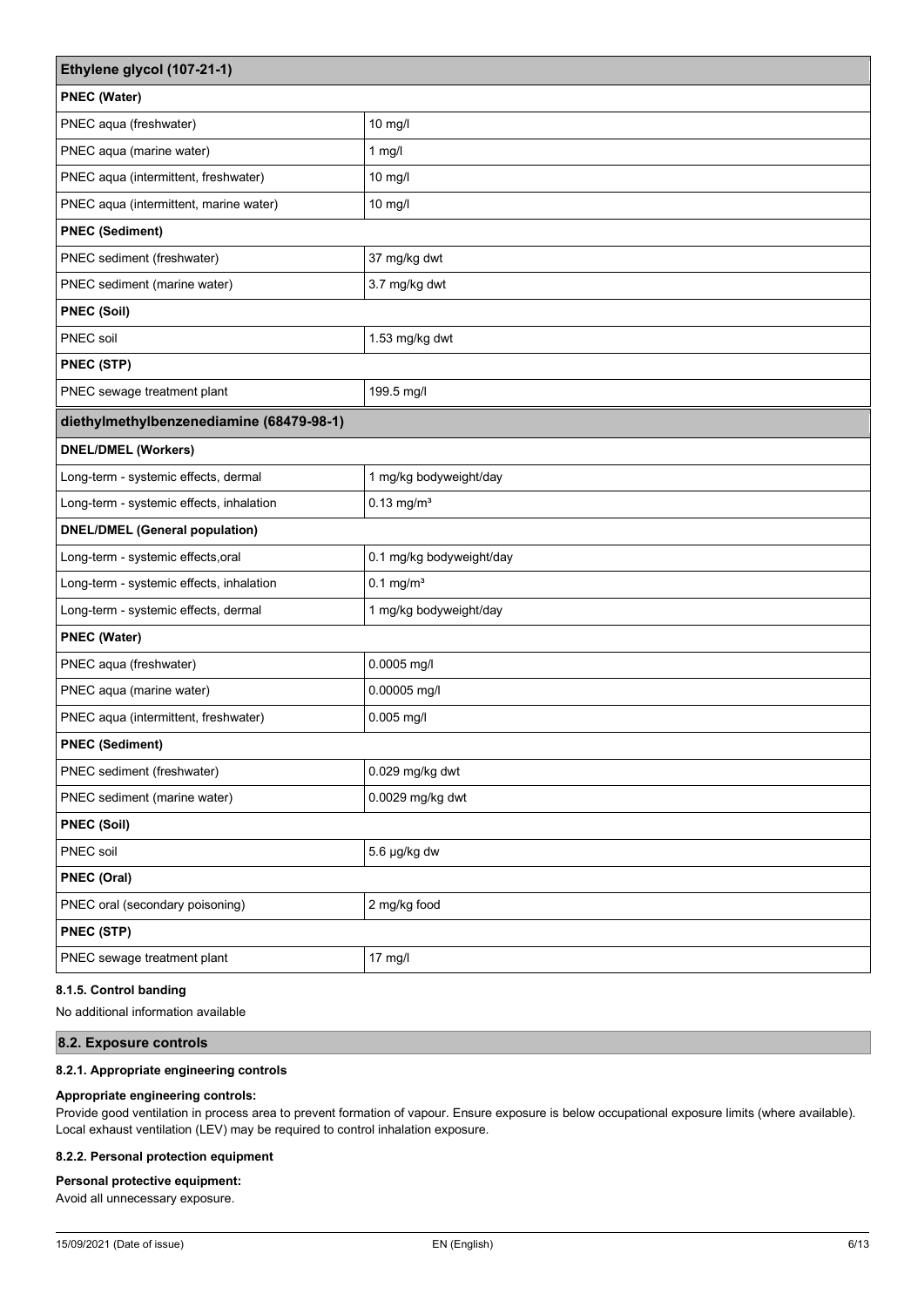| Ethylene glycol (107-21-1) | |
|---|---|
| **PNEC (Water)** | |
| PNEC aqua (freshwater) | 10 mg/l |
| PNEC aqua (marine water) | 1 mg/l |
| PNEC aqua (intermittent, freshwater) | 10 mg/l |
| PNEC aqua (intermittent, marine water) | 10 mg/l |
| **PNEC (Sediment)** | |
| PNEC sediment (freshwater) | 37 mg/kg dwt |
| PNEC sediment (marine water) | 3.7 mg/kg dwt |
| **PNEC (Soil)** | |
| PNEC soil | 1.53 mg/kg dwt |
| **PNEC (STP)** | |
| PNEC sewage treatment plant | 199.5 mg/l |

| diethylmethylbenzenediamine (68479-98-1) | |
|---|---|
| **DNEL/DMEL (Workers)** | |
| Long-term - systemic effects, dermal | 1 mg/kg bodyweight/day |
| Long-term - systemic effects, inhalation | 0.13 mg/m³ |
| **DNEL/DMEL (General population)** | |
| Long-term - systemic effects,oral | 0.1 mg/kg bodyweight/day |
| Long-term - systemic effects, inhalation | 0.1 mg/m³ |
| Long-term - systemic effects, dermal | 1 mg/kg bodyweight/day |
| **PNEC (Water)** | |
| PNEC aqua (freshwater) | 0.0005 mg/l |
| PNEC aqua (marine water) | 0.00005 mg/l |
| PNEC aqua (intermittent, freshwater) | 0.005 mg/l |
| **PNEC (Sediment)** | |
| PNEC sediment (freshwater) | 0.029 mg/kg dwt |
| PNEC sediment (marine water) | 0.0029 mg/kg dwt |
| **PNEC (Soil)** | |
| PNEC soil | 5.6 µg/kg dw |
| **PNEC (Oral)** | |
| PNEC oral (secondary poisoning) | 2 mg/kg food |
| **PNEC (STP)** | |
| PNEC sewage treatment plant | 17 mg/l |

#### 8.1.5. Control banding

No additional information available

### 8.2. Exposure controls

#### 8.2.1. Appropriate engineering controls

**Appropriate engineering controls:**

Provide good ventilation in process area to prevent formation of vapour. Ensure exposure is below occupational exposure limits (where available). Local exhaust ventilation (LEV) may be required to control inhalation exposure.

#### 8.2.2. Personal protection equipment

**Personal protective equipment:**

Avoid all unnecessary exposure.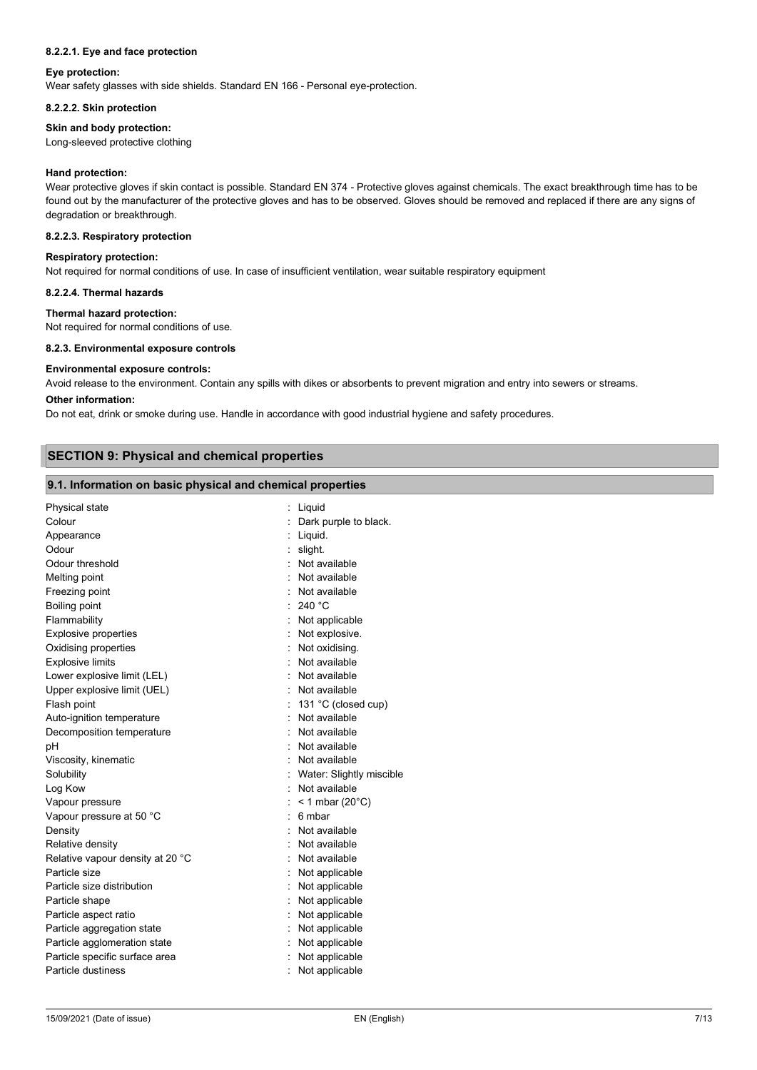#### 8.2.2.1. Eye and face protection

**Eye protection:**

Wear safety glasses with side shields. Standard EN 166 - Personal eye-protection.

#### 8.2.2.2. Skin protection

**Skin and body protection:**

Long-sleeved protective clothing

**Hand protection:**

Wear protective gloves if skin contact is possible. Standard EN 374 - Protective gloves against chemicals. The exact breakthrough time has to be found out by the manufacturer of the protective gloves and has to be observed. Gloves should be removed and replaced if there are any signs of degradation or breakthrough.

#### 8.2.2.3. Respiratory protection

**Respiratory protection:**

Not required for normal conditions of use. In case of insufficient ventilation, wear suitable respiratory equipment

#### 8.2.2.4. Thermal hazards

**Thermal hazard protection:**

Not required for normal conditions of use.

#### 8.2.3. Environmental exposure controls

**Environmental exposure controls:**

Avoid release to the environment. Contain any spills with dikes or absorbents to prevent migration and entry into sewers or streams.

**Other information:**

Do not eat, drink or smoke during use. Handle in accordance with good industrial hygiene and safety procedures.

## SECTION 9: Physical and chemical properties

### 9.1. Information on basic physical and chemical properties

| Property | Value |
|---|---|
| Physical state | Liquid |
| Colour | Dark purple to black. |
| Appearance | Liquid. |
| Odour | slight. |
| Odour threshold | Not available |
| Melting point | Not available |
| Freezing point | Not available |
| Boiling point | 240 °C |
| Flammability | Not applicable |
| Explosive properties | Not explosive. |
| Oxidising properties | Not oxidising. |
| Explosive limits | Not available |
| Lower explosive limit (LEL) | Not available |
| Upper explosive limit (UEL) | Not available |
| Flash point | 131 °C (closed cup) |
| Auto-ignition temperature | Not available |
| Decomposition temperature | Not available |
| pH | Not available |
| Viscosity, kinematic | Not available |
| Solubility | Water: Slightly miscible |
| Log Kow | Not available |
| Vapour pressure | < 1 mbar (20°C) |
| Vapour pressure at 50 °C | 6 mbar |
| Density | Not available |
| Relative density | Not available |
| Relative vapour density at 20 °C | Not available |
| Particle size | Not applicable |
| Particle size distribution | Not applicable |
| Particle shape | Not applicable |
| Particle aspect ratio | Not applicable |
| Particle aggregation state | Not applicable |
| Particle agglomeration state | Not applicable |
| Particle specific surface area | Not applicable |
| Particle dustiness | Not applicable |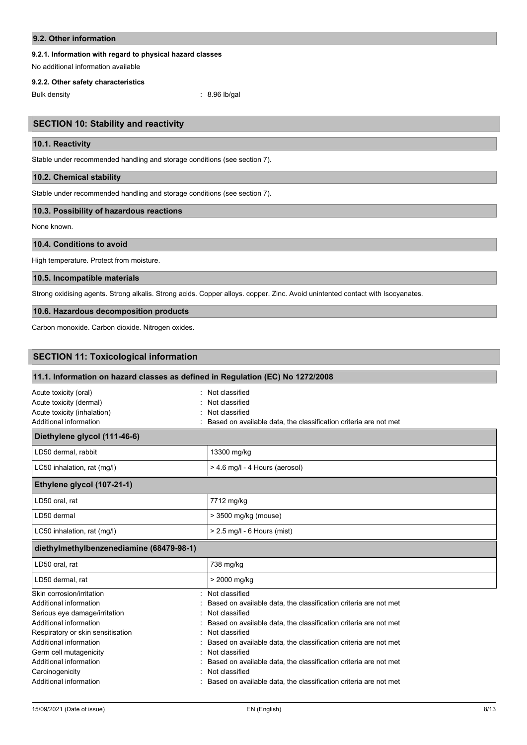### 9.2. Other information

#### 9.2.1. Information with regard to physical hazard classes

No additional information available

#### 9.2.2. Other safety characteristics

Bulk density : 8.96 lb/gal

## SECTION 10: Stability and reactivity

### 10.1. Reactivity

Stable under recommended handling and storage conditions (see section 7).

### 10.2. Chemical stability

Stable under recommended handling and storage conditions (see section 7).

### 10.3. Possibility of hazardous reactions

None known.

### 10.4. Conditions to avoid

High temperature. Protect from moisture.

### 10.5. Incompatible materials

Strong oxidising agents. Strong alkalis. Strong acids. Copper alloys. copper. Zinc. Avoid unintented contact with Isocyanates.

### 10.6. Hazardous decomposition products

Carbon monoxide. Carbon dioxide. Nitrogen oxides.

## SECTION 11: Toxicological information

### 11.1. Information on hazard classes as defined in Regulation (EC) No 1272/2008

Acute toxicity (oral) : Not classified
Acute toxicity (dermal) : Not classified
Acute toxicity (inhalation) : Not classified
Additional information : Based on available data, the classification criteria are not met

| Diethylene glycol (111-46-6) | |
|---|---|
| LD50 dermal, rabbit | 13300 mg/kg |
| LC50 inhalation, rat (mg/l) | > 4.6 mg/l - 4 Hours (aerosol) |

| Ethylene glycol (107-21-1) | |
|---|---|
| LD50 oral, rat | 7712 mg/kg |
| LD50 dermal | > 3500 mg/kg (mouse) |
| LC50 inhalation, rat (mg/l) | > 2.5 mg/l - 6 Hours (mist) |

| diethylmethylbenzenediamine (68479-98-1) | |
|---|---|
| LD50 oral, rat | 738 mg/kg |
| LD50 dermal, rat | > 2000 mg/kg |

Skin corrosion/irritation : Not classified
Additional information : Based on available data, the classification criteria are not met
Serious eye damage/irritation : Not classified
Additional information : Based on available data, the classification criteria are not met
Respiratory or skin sensitisation : Not classified
Additional information : Based on available data, the classification criteria are not met
Germ cell mutagenicity : Not classified
Additional information : Based on available data, the classification criteria are not met
Carcinogenicity : Not classified
Additional information : Based on available data, the classification criteria are not met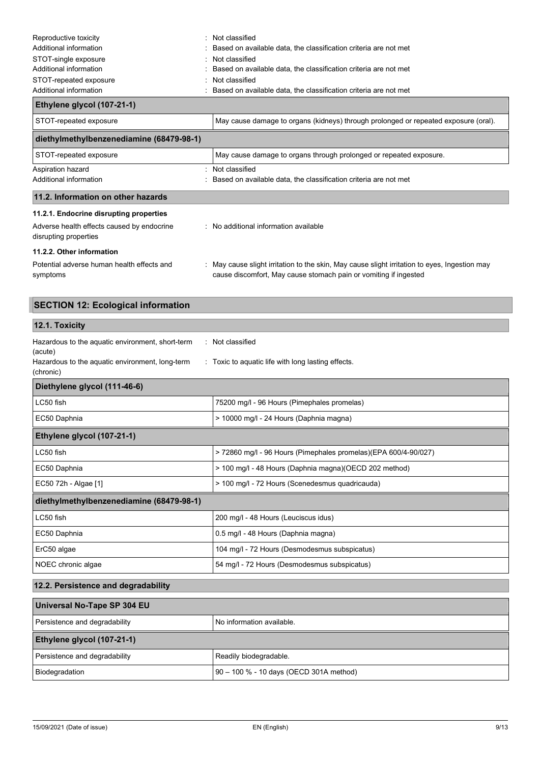Reproductive toxicity : Not classified

Additional information : Based on available data, the classification criteria are not met

STOT-single exposure : Not classified

Additional information : Based on available data, the classification criteria are not met

STOT-repeated exposure : Not classified

Additional information : Based on available data, the classification criteria are not met

| Ethylene glycol (107-21-1) | |
|---|---|
| STOT-repeated exposure | May cause damage to organs (kidneys) through prolonged or repeated exposure (oral). |

| diethylmethylbenzenediamine (68479-98-1) | |
|---|---|
| STOT-repeated exposure | May cause damage to organs through prolonged or repeated exposure. |

Aspiration hazard : Not classified

Additional information : Based on available data, the classification criteria are not met

### 11.2. Information on other hazards

#### 11.2.1. Endocrine disrupting properties

Adverse health effects caused by endocrine disrupting properties : No additional information available

#### 11.2.2. Other information

Potential adverse human health effects and symptoms : May cause slight irritation to the skin, May cause slight irritation to eyes, Ingestion may cause discomfort, May cause stomach pain or vomiting if ingested

## SECTION 12: Ecological information

### 12.1. Toxicity

Hazardous to the aquatic environment, short-term (acute) : Not classified

Hazardous to the aquatic environment, long-term (chronic) : Toxic to aquatic life with long lasting effects.

| Diethylene glycol (111-46-6) | |
|---|---|
| LC50 fish | 75200 mg/l - 96 Hours (Pimephales promelas) |
| EC50 Daphnia | > 10000 mg/l - 24 Hours (Daphnia magna) |

| Ethylene glycol (107-21-1) | |
|---|---|
| LC50 fish | > 72860 mg/l - 96 Hours (Pimephales promelas)(EPA 600/4-90/027) |
| EC50 Daphnia | > 100 mg/l - 48 Hours (Daphnia magna)(OECD 202 method) |
| EC50 72h - Algae [1] | > 100 mg/l - 72 Hours (Scenedesmus quadricauda) |

| diethylmethylbenzenediamine (68479-98-1) | |
|---|---|
| LC50 fish | 200 mg/l - 48 Hours (Leuciscus idus) |
| EC50 Daphnia | 0.5 mg/l - 48 Hours (Daphnia magna) |
| ErC50 algae | 104 mg/l - 72 Hours (Desmodesmus subspicatus) |
| NOEC chronic algae | 54 mg/l - 72 Hours (Desmodesmus subspicatus) |

### 12.2. Persistence and degradability

| Universal No-Tape SP 304 EU | |
|---|---|
| Persistence and degradability | No information available. |

| Ethylene glycol (107-21-1) | |
|---|---|
| Persistence and degradability | Readily biodegradable. |
| Biodegradation | 90 – 100 % - 10 days (OECD 301A method) |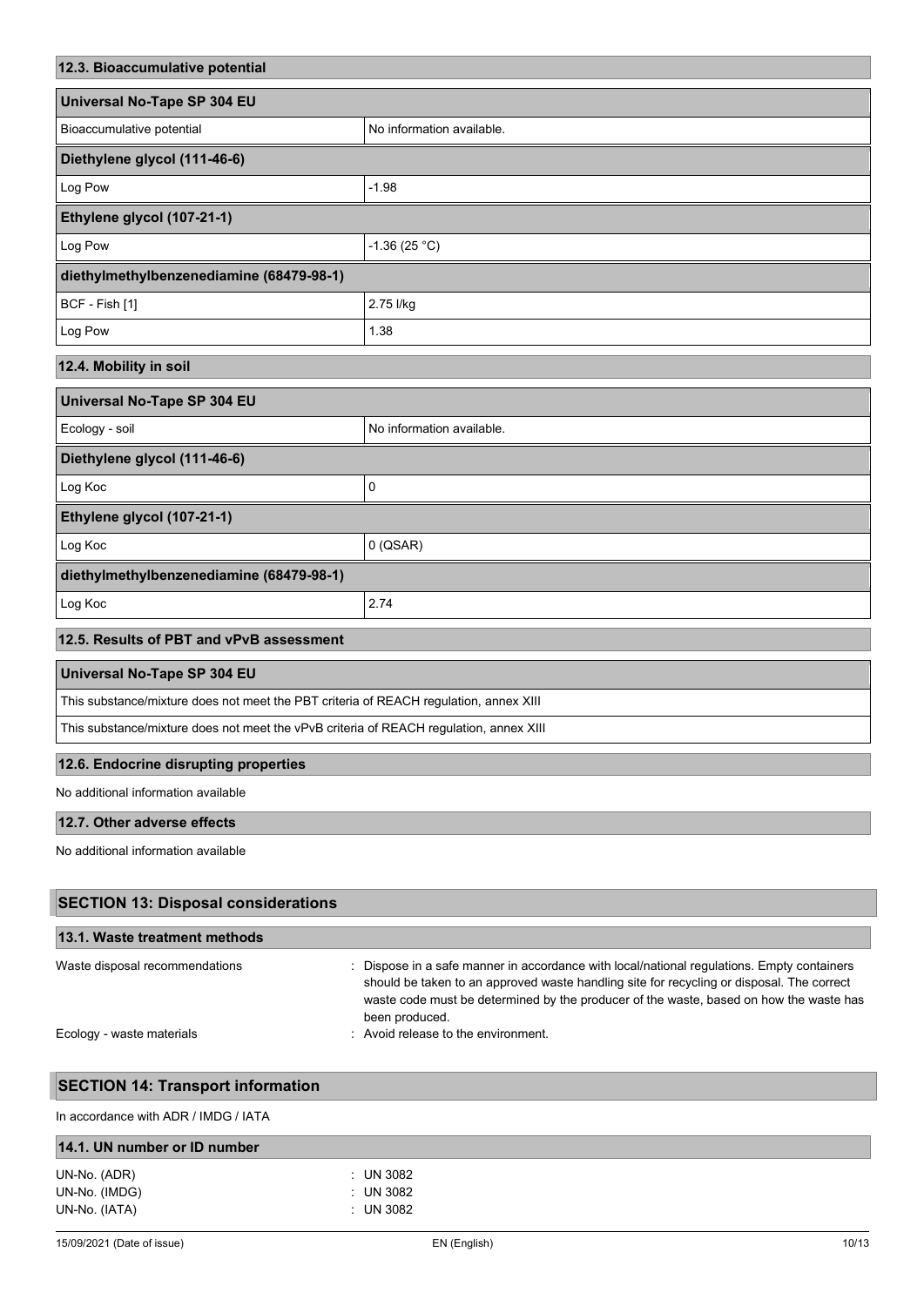### 12.3. Bioaccumulative potential

| Universal No-Tape SP 304 EU | |
|---|---|
| Bioaccumulative potential | No information available. |
| **Diethylene glycol (111-46-6)** | |
| Log Pow | -1.98 |
| **Ethylene glycol (107-21-1)** | |
| Log Pow | -1.36 (25 °C) |
| **diethylmethylbenzenediamine (68479-98-1)** | |
| BCF - Fish [1] | 2.75 l/kg |
| Log Pow | 1.38 |

### 12.4. Mobility in soil

| Universal No-Tape SP 304 EU | |
|---|---|
| Ecology - soil | No information available. |
| **Diethylene glycol (111-46-6)** | |
| Log Koc | 0 |
| **Ethylene glycol (107-21-1)** | |
| Log Koc | 0 (QSAR) |
| **diethylmethylbenzenediamine (68479-98-1)** | |
| Log Koc | 2.74 |

### 12.5. Results of PBT and vPvB assessment

| Universal No-Tape SP 304 EU |
|---|
| This substance/mixture does not meet the PBT criteria of REACH regulation, annex XIII |
| This substance/mixture does not meet the vPvB criteria of REACH regulation, annex XIII |

### 12.6. Endocrine disrupting properties

No additional information available

### 12.7. Other adverse effects

No additional information available

## SECTION 13: Disposal considerations

### 13.1. Waste treatment methods

Waste disposal recommendations : Dispose in a safe manner in accordance with local/national regulations. Empty containers should be taken to an approved waste handling site for recycling or disposal. The correct waste code must be determined by the producer of the waste, based on how the waste has been produced.

Ecology - waste materials : Avoid release to the environment.

## SECTION 14: Transport information

In accordance with ADR / IMDG / IATA

### 14.1. UN number or ID number

UN-No. (ADR) : UN 3082

UN-No. (IMDG) : UN 3082

UN-No. (IATA) : UN 3082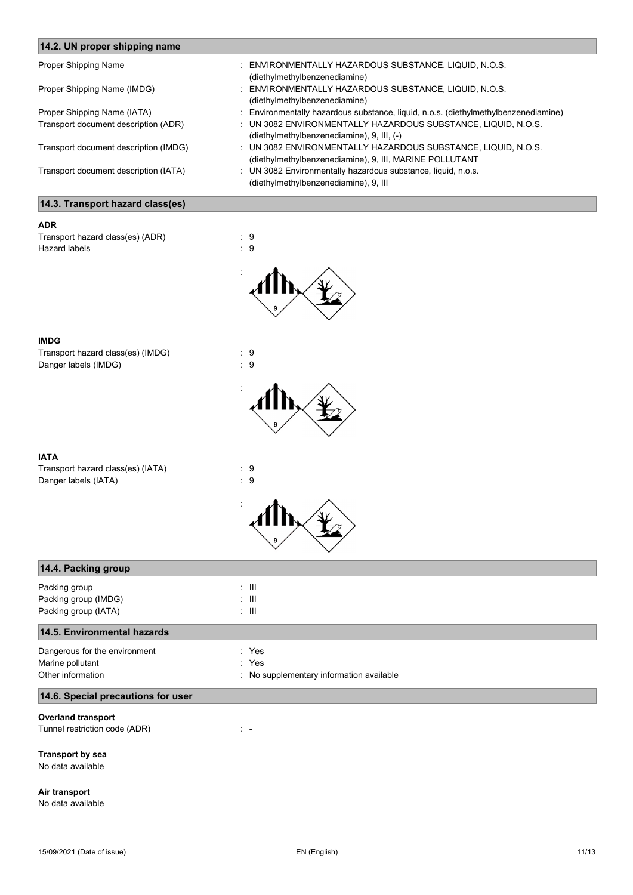### 14.2. UN proper shipping name

| | |
|---|---|
| Proper Shipping Name | : ENVIRONMENTALLY HAZARDOUS SUBSTANCE, LIQUID, N.O.S. (diethylmethylbenzenediamine) |
| Proper Shipping Name (IMDG) | : ENVIRONMENTALLY HAZARDOUS SUBSTANCE, LIQUID, N.O.S. (diethylmethylbenzenediamine) |
| Proper Shipping Name (IATA) | : Environmentally hazardous substance, liquid, n.o.s. (diethylmethylbenzenediamine) |
| Transport document description (ADR) | : UN 3082 ENVIRONMENTALLY HAZARDOUS SUBSTANCE, LIQUID, N.O.S. (diethylmethylbenzenediamine), 9, III, (-) |
| Transport document description (IMDG) | : UN 3082 ENVIRONMENTALLY HAZARDOUS SUBSTANCE, LIQUID, N.O.S. (diethylmethylbenzenediamine), 9, III, MARINE POLLUTANT |
| Transport document description (IATA) | : UN 3082 Environmentally hazardous substance, liquid, n.o.s. (diethylmethylbenzenediamine), 9, III |

### 14.3. Transport hazard class(es)

**ADR**

Transport hazard class(es) (ADR) : 9
Hazard labels : 9

:

**IMDG**

Transport hazard class(es) (IMDG) : 9
Danger labels (IMDG) : 9

:

**IATA**

Transport hazard class(es) (IATA) : 9
Danger labels (IATA) : 9

:

### 14.4. Packing group

| | |
|---|---|
| Packing group | : III |
| Packing group (IMDG) | : III |
| Packing group (IATA) | : III |

### 14.5. Environmental hazards

| | |
|---|---|
| Dangerous for the environment | : Yes |
| Marine pollutant | : Yes |
| Other information | : No supplementary information available |

### 14.6. Special precautions for user

**Overland transport**

Tunnel restriction code (ADR) : -

**Transport by sea**

No data available

**Air transport**

No data available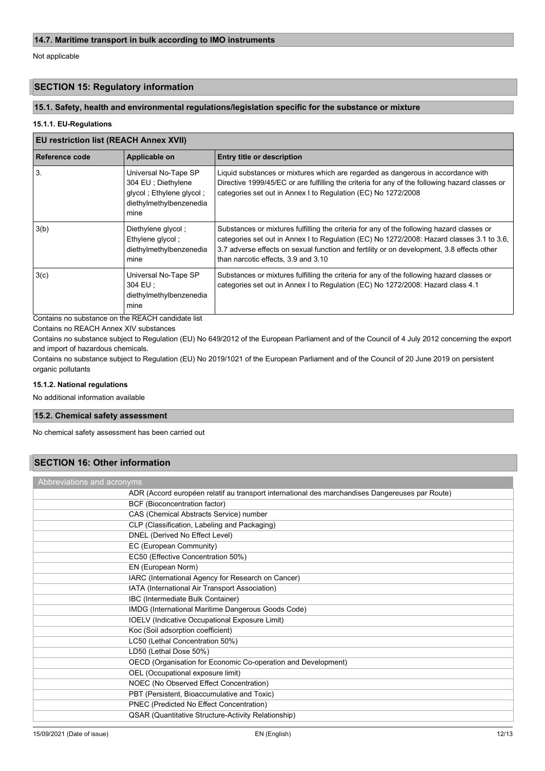### 14.7. Maritime transport in bulk according to IMO instruments

Not applicable

## SECTION 15: Regulatory information

### 15.1. Safety, health and environmental regulations/legislation specific for the substance or mixture

#### 15.1.1. EU-Regulations

**EU restriction list (REACH Annex XVII)**

| Reference code | Applicable on | Entry title or description |
|---|---|---|
| 3. | Universal No-Tape SP 304 EU ; Diethylene glycol ; Ethylene glycol ; diethylmethylbenzenediamine | Liquid substances or mixtures which are regarded as dangerous in accordance with Directive 1999/45/EC or are fulfilling the criteria for any of the following hazard classes or categories set out in Annex I to Regulation (EC) No 1272/2008 |
| 3(b) | Diethylene glycol ; Ethylene glycol ; diethylmethylbenzenediamine | Substances or mixtures fulfilling the criteria for any of the following hazard classes or categories set out in Annex I to Regulation (EC) No 1272/2008: Hazard classes 3.1 to 3.6, 3.7 adverse effects on sexual function and fertility or on development, 3.8 effects other than narcotic effects, 3.9 and 3.10 |
| 3(c) | Universal No-Tape SP 304 EU ; diethylmethylbenzenediamine | Substances or mixtures fulfilling the criteria for any of the following hazard classes or categories set out in Annex I to Regulation (EC) No 1272/2008: Hazard class 4.1 |

Contains no substance on the REACH candidate list

Contains no REACH Annex XIV substances

Contains no substance subject to Regulation (EU) No 649/2012 of the European Parliament and of the Council of 4 July 2012 concerning the export and import of hazardous chemicals.

Contains no substance subject to Regulation (EU) No 2019/1021 of the European Parliament and of the Council of 20 June 2019 on persistent organic pollutants

#### 15.1.2. National regulations

No additional information available

### 15.2. Chemical safety assessment

No chemical safety assessment has been carried out

## SECTION 16: Other information

| Abbreviations and acronyms | |
|---|---|
| | ADR (Accord européen relatif au transport international des marchandises Dangereuses par Route) |
| | BCF (Bioconcentration factor) |
| | CAS (Chemical Abstracts Service) number |
| | CLP (Classification, Labeling and Packaging) |
| | DNEL (Derived No Effect Level) |
| | EC (European Community) |
| | EC50 (Effective Concentration 50%) |
| | EN (European Norm) |
| | IARC (International Agency for Research on Cancer) |
| | IATA (International Air Transport Association) |
| | IBC (Intermediate Bulk Container) |
| | IMDG (International Maritime Dangerous Goods Code) |
| | IOELV (Indicative Occupational Exposure Limit) |
| | Koc (Soil adsorption coefficient) |
| | LC50 (Lethal Concentration 50%) |
| | LD50 (Lethal Dose 50%) |
| | OECD (Organisation for Economic Co-operation and Development) |
| | OEL (Occupational exposure limit) |
| | NOEC (No Observed Effect Concentration) |
| | PBT (Persistent, Bioaccumulative and Toxic) |
| | PNEC (Predicted No Effect Concentration) |
| | QSAR (Quantitative Structure-Activity Relationship) |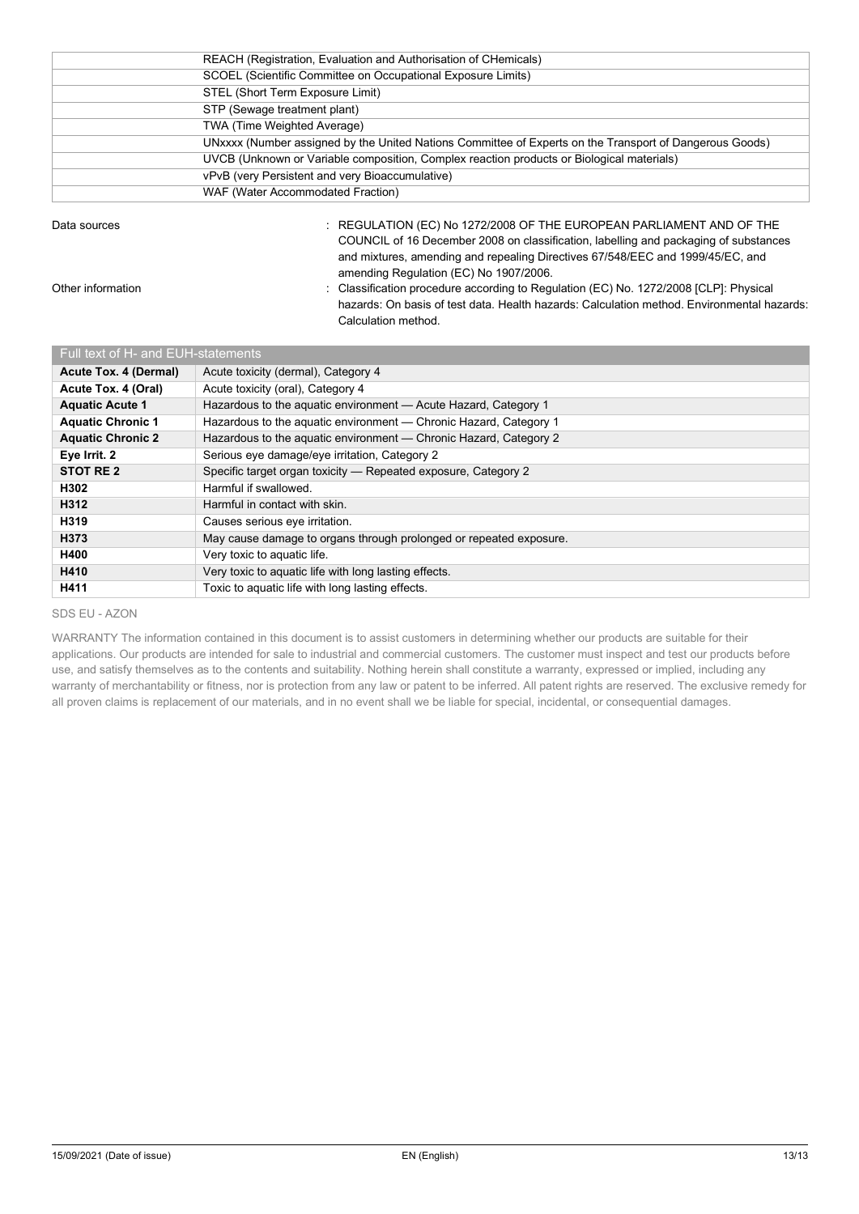| | |
|---|---|
| | REACH (Registration, Evaluation and Authorisation of CHemicals) |
| | SCOEL (Scientific Committee on Occupational Exposure Limits) |
| | STEL (Short Term Exposure Limit) |
| | STP (Sewage treatment plant) |
| | TWA (Time Weighted Average) |
| | UNxxxx (Number assigned by the United Nations Committee of Experts on the Transport of Dangerous Goods) |
| | UVCB (Unknown or Variable composition, Complex reaction products or Biological materials) |
| | vPvB (very Persistent and very Bioaccumulative) |
| | WAF (Water Accommodated Fraction) |

Data sources : REGULATION (EC) No 1272/2008 OF THE EUROPEAN PARLIAMENT AND OF THE COUNCIL of 16 December 2008 on classification, labelling and packaging of substances and mixtures, amending and repealing Directives 67/548/EEC and 1999/45/EC, and amending Regulation (EC) No 1907/2006.

Other information : Classification procedure according to Regulation (EC) No. 1272/2008 [CLP]: Physical hazards: On basis of test data. Health hazards: Calculation method. Environmental hazards: Calculation method.

| Full text of H- and EUH-statements | |
|---|---|
| **Acute Tox. 4 (Dermal)** | Acute toxicity (dermal), Category 4 |
| **Acute Tox. 4 (Oral)** | Acute toxicity (oral), Category 4 |
| **Aquatic Acute 1** | Hazardous to the aquatic environment — Acute Hazard, Category 1 |
| **Aquatic Chronic 1** | Hazardous to the aquatic environment — Chronic Hazard, Category 1 |
| **Aquatic Chronic 2** | Hazardous to the aquatic environment — Chronic Hazard, Category 2 |
| **Eye Irrit. 2** | Serious eye damage/eye irritation, Category 2 |
| **STOT RE 2** | Specific target organ toxicity — Repeated exposure, Category 2 |
| **H302** | Harmful if swallowed. |
| **H312** | Harmful in contact with skin. |
| **H319** | Causes serious eye irritation. |
| **H373** | May cause damage to organs through prolonged or repeated exposure. |
| **H400** | Very toxic to aquatic life. |
| **H410** | Very toxic to aquatic life with long lasting effects. |
| **H411** | Toxic to aquatic life with long lasting effects. |

SDS EU - AZON

WARRANTY The information contained in this document is to assist customers in determining whether our products are suitable for their applications. Our products are intended for sale to industrial and commercial customers. The customer must inspect and test our products before use, and satisfy themselves as to the contents and suitability. Nothing herein shall constitute a warranty, expressed or implied, including any warranty of merchantability or fitness, nor is protection from any law or patent to be inferred. All patent rights are reserved. The exclusive remedy for all proven claims is replacement of our materials, and in no event shall we be liable for special, incidental, or consequential damages.